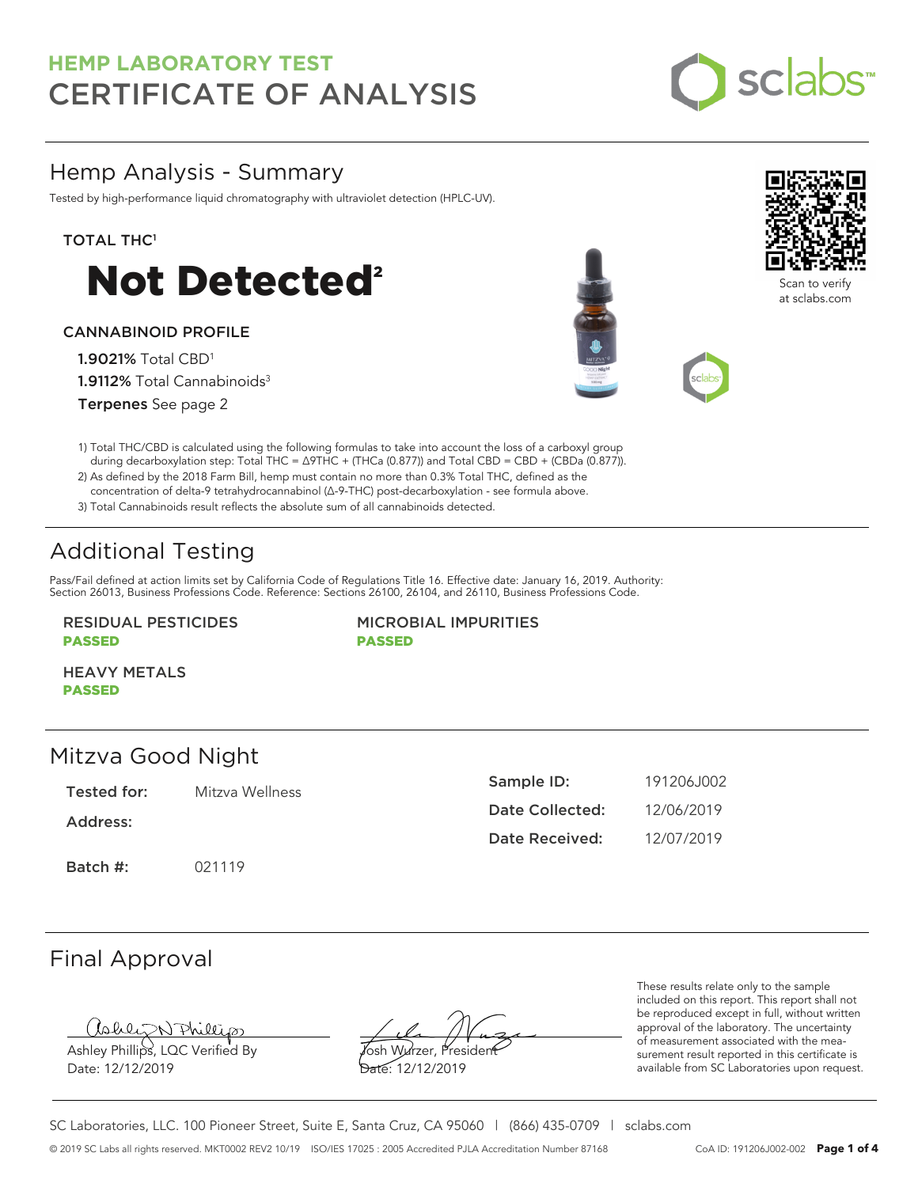# HEMP LABORATORY TEST
# CERTIFICATE OF ANALYSIS

## Hemp Analysis - Summary

Tested by high-performance liquid chromatography with ultraviolet detection (HPLC-UV).

**TOTAL THC**[1]

# Not Detected[2]

**CANNABINOID PROFILE**

**1.9021%** Total CBD[1]
**1.9112%** Total Cannabinoids[3]
**Terpenes** See page 2

Scan to verify at sclabs.com

1) Total THC/CBD is calculated using the following formulas to take into account the loss of a carboxyl group during decarboxylation step: Total THC = Δ9THC + (THCa (0.877)) and Total CBD = CBD + (CBDa (0.877)).
2) As defined by the 2018 Farm Bill, hemp must contain no more than 0.3% Total THC, defined as the concentration of delta-9 tetrahydrocannabinol (Δ-9-THC) post-decarboxylation - see formula above.
3) Total Cannabinoids result reflects the absolute sum of all cannabinoids detected.

## Additional Testing

Pass/Fail defined at action limits set by California Code of Regulations Title 16. Effective date: January 16, 2019. Authority: Section 26013, Business Professions Code. Reference: Sections 26100, 26104, and 26110, Business Professions Code.

**RESIDUAL PESTICIDES**
**PASSED**

**MICROBIAL IMPURITIES**
**PASSED**

**HEAVY METALS**
**PASSED**

## Mitzva Good Night

| | |
|---|---|
| **Tested for:** | Mitzva Wellness |
| **Address:** | |
| **Batch #:** | 021119 |
| **Sample ID:** | 191206J002 |
| **Date Collected:** | 12/06/2019 |
| **Date Received:** | 12/07/2019 |

## Final Approval

Ashley Phillips, LQC Verified By
Date: 12/12/2019

Josh Wurzer, President
Date: 12/12/2019

These results relate only to the sample included on this report. This report shall not be reproduced except in full, without written approval of the laboratory. The uncertainty of measurement associated with the measurement result reported in this certificate is available from SC Laboratories upon request.

SC Laboratories, LLC. 100 Pioneer Street, Suite E, Santa Cruz, CA 95060 | (866) 435-0709 | sclabs.com

© 2019 SC Labs all rights reserved. MKT0002 REV2 10/19 ISO/IES 17025 : 2005 Accredited PJLA Accreditation Number 87168 CoA ID: 191206J002-002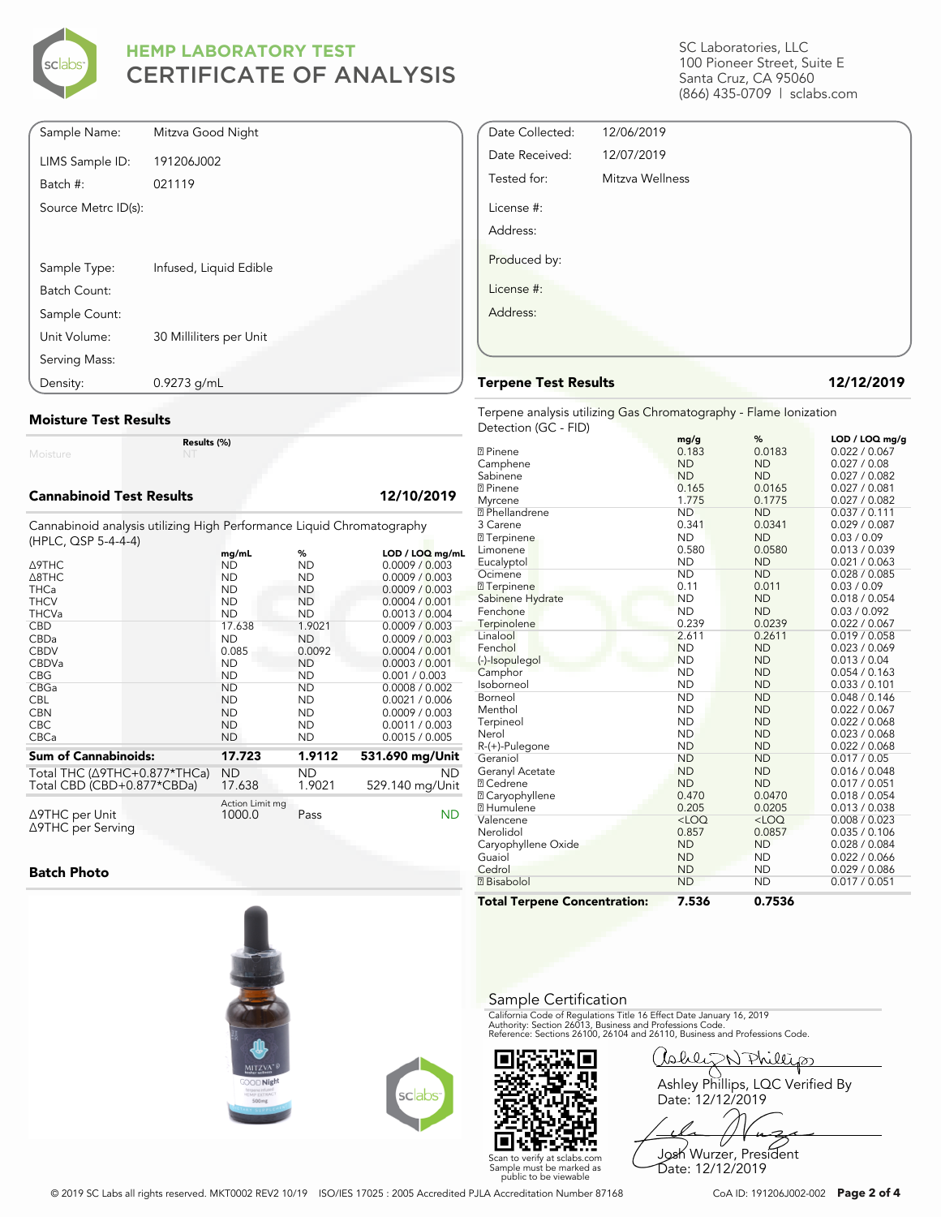# HEMP LABORATORY TEST
# CERTIFICATE OF ANALYSIS

SC Laboratories, LLC
100 Pioneer Street, Suite E
Santa Cruz, CA 95060
(866) 435-0709 | sclabs.com

| | |
|---|---|
| Sample Name: | Mitzva Good Night |
| LIMS Sample ID: | 191206J002 |
| Batch #: | 021119 |
| Source Metrc ID(s): | |
| Sample Type: | Infused, Liquid Edible |
| Batch Count: | |
| Sample Count: | |
| Unit Volume: | 30 Milliliters per Unit |
| Serving Mass: | |
| Density: | 0.9273 g/mL |

| | |
|---|---|
| Date Collected: | 12/06/2019 |
| Date Received: | 12/07/2019 |
| Tested for: | Mitzva Wellness |
| License #: | |
| Address: | |
| Produced by: | |
| License #: | |
| Address: | |

## Moisture Test Results

| | Results (%) |
|---|---|
| Moisture | NT |

## Cannabinoid Test Results — 12/10/2019

Cannabinoid analysis utilizing High Performance Liquid Chromatography (HPLC, QSP 5-4-4-4)

| | mg/mL | % | LOD / LOQ mg/mL |
|---|---|---|---|
| Δ9THC | ND | ND | 0.0009 / 0.003 |
| Δ8THC | ND | ND | 0.0009 / 0.003 |
| THCa | ND | ND | 0.0009 / 0.003 |
| THCV | ND | ND | 0.0004 / 0.001 |
| THCVa | ND | ND | 0.0013 / 0.004 |
| CBD | 17.638 | 1.9021 | 0.0009 / 0.003 |
| CBDa | ND | ND | 0.0009 / 0.003 |
| CBDV | 0.085 | 0.0092 | 0.0004 / 0.001 |
| CBDVa | ND | ND | 0.0003 / 0.001 |
| CBG | ND | ND | 0.001 / 0.003 |
| CBGa | ND | ND | 0.0008 / 0.002 |
| CBL | ND | ND | 0.0021 / 0.006 |
| CBN | ND | ND | 0.0009 / 0.003 |
| CBC | ND | ND | 0.0011 / 0.003 |
| CBCa | ND | ND | 0.0015 / 0.005 |
| **Sum of Cannabinoids:** | **17.723** | **1.9112** | **531.690 mg/Unit** |
| Total THC (Δ9THC+0.877*THCa) | ND | ND | ND |
| Total CBD (CBD+0.877*CBDa) | 17.638 | 1.9021 | 529.140 mg/Unit |

| | Action Limit mg | | |
|---|---|---|---|
| Δ9THC per Unit | 1000.0 | Pass | ND |
| Δ9THC per Serving | | | |

## Batch Photo

## Terpene Test Results — 12/12/2019

Terpene analysis utilizing Gas Chromatography - Flame Ionization Detection (GC - FID)

| | mg/g | % | LOD / LOQ mg/g |
|---|---|---|---|
| ? Pinene | 0.183 | 0.0183 | 0.022 / 0.067 |
| Camphene | ND | ND | 0.027 / 0.08 |
| Sabinene | ND | ND | 0.027 / 0.082 |
| ? Pinene | 0.165 | 0.0165 | 0.027 / 0.081 |
| Myrcene | 1.775 | 0.1775 | 0.027 / 0.082 |
| ? Phellandrene | ND | ND | 0.037 / 0.111 |
| 3 Carene | 0.341 | 0.0341 | 0.029 / 0.087 |
| ? Terpinene | ND | ND | 0.03 / 0.09 |
| Limonene | 0.580 | 0.0580 | 0.013 / 0.039 |
| Eucalyptol | ND | ND | 0.021 / 0.063 |
| Ocimene | ND | ND | 0.028 / 0.085 |
| ? Terpinene | 0.11 | 0.011 | 0.03 / 0.09 |
| Sabinene Hydrate | ND | ND | 0.018 / 0.054 |
| Fenchone | ND | ND | 0.03 / 0.092 |
| Terpinolene | 0.239 | 0.0239 | 0.022 / 0.067 |
| Linalool | 2.611 | 0.2611 | 0.019 / 0.058 |
| Fenchol | ND | ND | 0.023 / 0.069 |
| (-)-Isopulegol | ND | ND | 0.013 / 0.04 |
| Camphor | ND | ND | 0.054 / 0.163 |
| Isoborneol | ND | ND | 0.033 / 0.101 |
| Borneol | ND | ND | 0.048 / 0.146 |
| Menthol | ND | ND | 0.022 / 0.067 |
| Terpineol | ND | ND | 0.022 / 0.068 |
| Nerol | ND | ND | 0.023 / 0.068 |
| R-(+)-Pulegone | ND | ND | 0.022 / 0.068 |
| Geraniol | ND | ND | 0.017 / 0.05 |
| Geranyl Acetate | ND | ND | 0.016 / 0.048 |
| ? Cedrene | ND | ND | 0.017 / 0.051 |
| ? Caryophyllene | 0.470 | 0.0470 | 0.018 / 0.054 |
| ? Humulene | 0.205 | 0.0205 | 0.013 / 0.038 |
| Valencene | <LOQ | <LOQ | 0.008 / 0.023 |
| Nerolidol | 0.857 | 0.0857 | 0.035 / 0.106 |
| Caryophyllene Oxide | ND | ND | 0.028 / 0.084 |
| Guaiol | ND | ND | 0.022 / 0.066 |
| Cedrol | ND | ND | 0.029 / 0.086 |
| ? Bisabolol | ND | ND | 0.017 / 0.051 |
| **Total Terpene Concentration:** | **7.536** | **0.7536** | |

## Sample Certification

California Code of Regulations Title 16 Effect Date January 16, 2019
Authority: Section 26013, Business and Professions Code.
Reference: Sections 26100, 26104 and 26110, Business and Professions Code.

Scan to verify at sclabs.com
Sample must be marked as public to be viewable

Ashley Phillips, LQC Verified By
Date: 12/12/2019

Josh Wurzer, President
Date: 12/12/2019

© 2019 SC Labs all rights reserved. MKT0002 REV2 10/19 ISO/IES 17025 : 2005 Accredited PJLA Accreditation Number 87168

CoA ID: 191206J002-002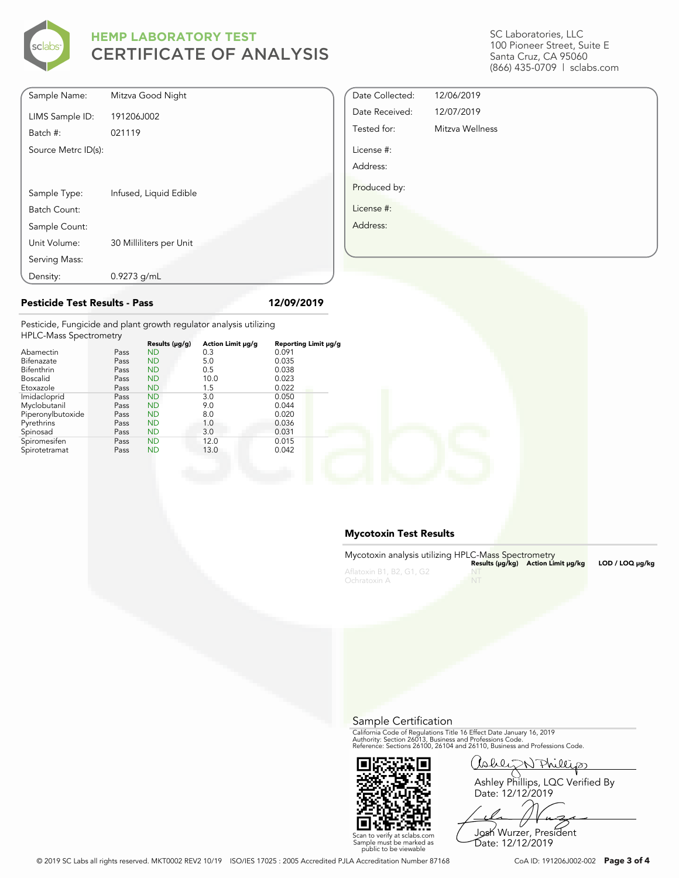# HEMP LABORATORY TEST
## CERTIFICATE OF ANALYSIS

SC Laboratories, LLC
100 Pioneer Street, Suite E
Santa Cruz, CA 95060
(866) 435-0709 | sclabs.com

| | |
|---|---|
| Sample Name: | Mitzva Good Night |
| LIMS Sample ID: | 191206J002 |
| Batch #: | 021119 |
| Source Metrc ID(s): | |
| Sample Type: | Infused, Liquid Edible |
| Batch Count: | |
| Sample Count: | |
| Unit Volume: | 30 Milliliters per Unit |
| Serving Mass: | |
| Density: | 0.9273 g/mL |

| | |
|---|---|
| Date Collected: | 12/06/2019 |
| Date Received: | 12/07/2019 |
| Tested for: | Mitzva Wellness |
| License #: | |
| Address: | |
| Produced by: | |
| License #: | |
| Address: | |

### Pesticide Test Results - Pass — 12/09/2019

Pesticide, Fungicide and plant growth regulator analysis utilizing HPLC-Mass Spectrometry

| | | Results (μg/g) | Action Limit μg/g | Reporting Limit μg/g |
|---|---|---|---|---|
| Abamectin | Pass | ND | 0.3 | 0.091 |
| Bifenazate | Pass | ND | 5.0 | 0.035 |
| Bifenthrin | Pass | ND | 0.5 | 0.038 |
| Boscalid | Pass | ND | 10.0 | 0.023 |
| Etoxazole | Pass | ND | 1.5 | 0.022 |
| Imidacloprid | Pass | ND | 3.0 | 0.050 |
| Myclobutanil | Pass | ND | 9.0 | 0.044 |
| Piperonylbutoxide | Pass | ND | 8.0 | 0.020 |
| Pyrethrins | Pass | ND | 1.0 | 0.036 |
| Spinosad | Pass | ND | 3.0 | 0.031 |
| Spiromesifen | Pass | ND | 12.0 | 0.015 |
| Spirotetramat | Pass | ND | 13.0 | 0.042 |

### Mycotoxin Test Results

Mycotoxin analysis utilizing HPLC-Mass Spectrometry

| | Results (μg/kg) | Action Limit μg/kg | LOD / LOQ μg/kg |
|---|---|---|---|
| Aflatoxin B1, B2, G1, G2 | NT | | |
| Ochratoxin A | NT | | |

### Sample Certification

California Code of Regulations Title 16 Effect Date January 16, 2019
Authority: Section 26013, Business and Professions Code.
Reference: Sections 26100, 26104 and 26110, Business and Professions Code.

Scan to verify at sclabs.com
Sample must be marked as public to be viewable

Ashley Phillips, LQC Verified By
Date: 12/12/2019

Josh Wurzer, President
Date: 12/12/2019

© 2019 SC Labs all rights reserved. MKT0002 REV2 10/19 ISO/IES 17025 : 2005 Accredited PJLA Accreditation Number 87168 CoA ID: 191206J002-002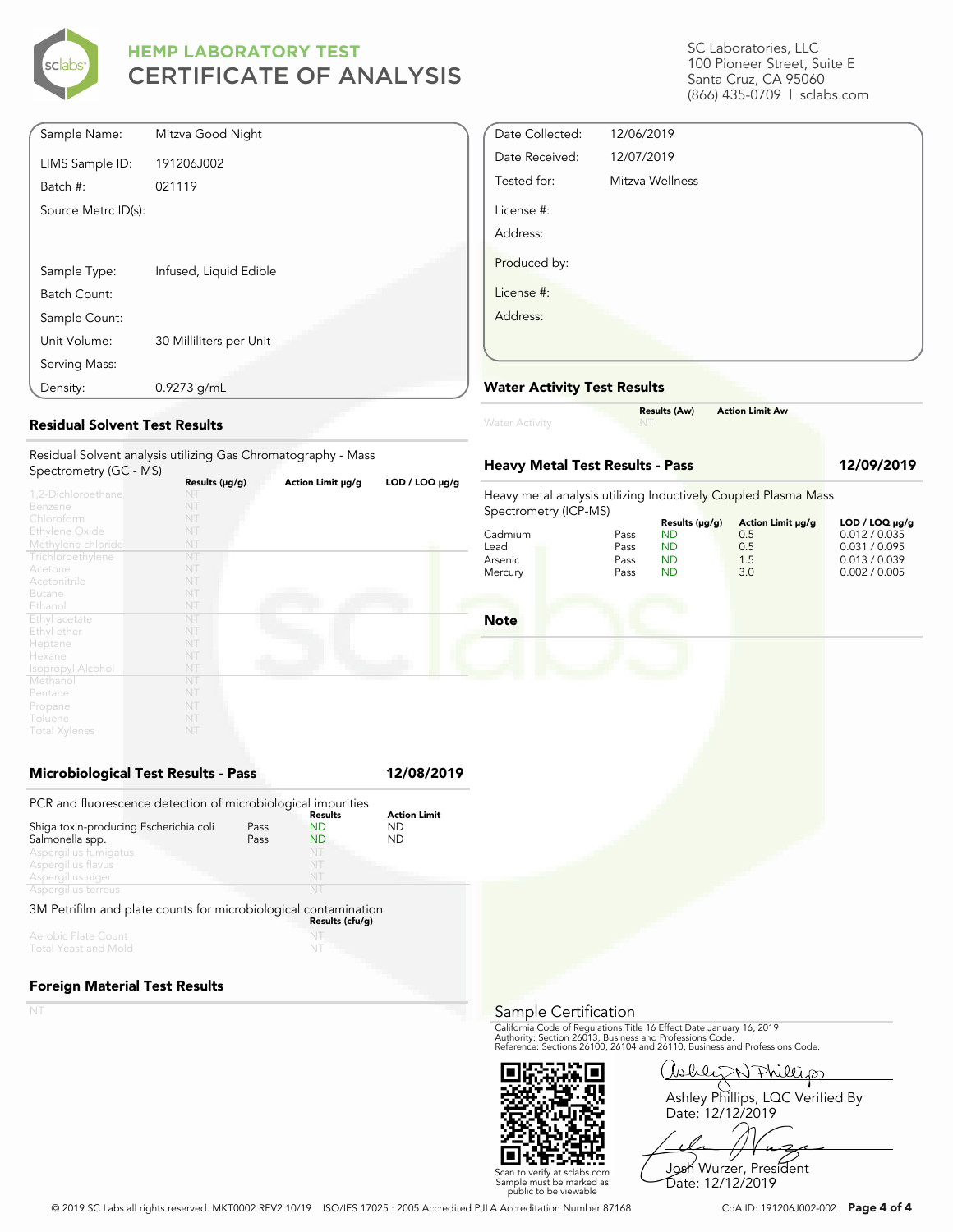# HEMP LABORATORY TEST
# CERTIFICATE OF ANALYSIS

SC Laboratories, LLC
100 Pioneer Street, Suite E
Santa Cruz, CA 95060
(866) 435-0709 | sclabs.com

| | |
|---|---|
| Sample Name: | Mitzva Good Night |
| LIMS Sample ID: | 191206J002 |
| Batch #: | 021119 |
| Source Metrc ID(s): | |
| Sample Type: | Infused, Liquid Edible |
| Batch Count: | |
| Sample Count: | |
| Unit Volume: | 30 Milliliters per Unit |
| Serving Mass: | |
| Density: | 0.9273 g/mL |

| | |
|---|---|
| Date Collected: | 12/06/2019 |
| Date Received: | 12/07/2019 |
| Tested for: | Mitzva Wellness |
| License #: | |
| Address: | |
| Produced by: | |
| License #: | |
| Address: | |

## Residual Solvent Test Results

Residual Solvent analysis utilizing Gas Chromatography - Mass Spectrometry (GC - MS)

| | Results (µg/g) | Action Limit µg/g | LOD / LOQ µg/g |
|---|---|---|---|
| 1,2-Dichloroethane | NT | | |
| Benzene | NT | | |
| Chloroform | NT | | |
| Ethylene Oxide | NT | | |
| Methylene chloride | NT | | |
| Trichloroethylene | NT | | |
| Acetone | NT | | |
| Acetonitrile | NT | | |
| Butane | NT | | |
| Ethanol | NT | | |
| Ethyl acetate | NT | | |
| Ethyl ether | NT | | |
| Heptane | NT | | |
| Hexane | NT | | |
| Isopropyl Alcohol | NT | | |
| Methanol | NT | | |
| Pentane | NT | | |
| Propane | NT | | |
| Toluene | NT | | |
| Total Xylenes | NT | | |

## Water Activity Test Results

| | Results (Aw) | Action Limit Aw |
|---|---|---|
| Water Activity | NT | |

## Heavy Metal Test Results - Pass

12/09/2019

Heavy metal analysis utilizing Inductively Coupled Plasma Mass Spectrometry (ICP-MS)

| | | Results (µg/g) | Action Limit µg/g | LOD / LOQ µg/g |
|---|---|---|---|---|
| Cadmium | Pass | ND | 0.5 | 0.012 / 0.035 |
| Lead | Pass | ND | 0.5 | 0.031 / 0.095 |
| Arsenic | Pass | ND | 1.5 | 0.013 / 0.039 |
| Mercury | Pass | ND | 3.0 | 0.002 / 0.005 |

## Note

## Microbiological Test Results - Pass

12/08/2019

PCR and fluorescence detection of microbiological impurities

| | | Results | Action Limit |
|---|---|---|---|
| Shiga toxin-producing Escherichia coli | Pass | ND | ND |
| Salmonella spp. | Pass | ND | ND |
| Aspergillus fumigatus | | NT | |
| Aspergillus flavus | | NT | |
| Aspergillus niger | | NT | |
| Aspergillus terreus | | NT | |

3M Petrifilm and plate counts for microbiological contamination

| | Results (cfu/g) |
|---|---|
| Aerobic Plate Count | NT |
| Total Yeast and Mold | NT |

## Foreign Material Test Results

NT

## Sample Certification

California Code of Regulations Title 16 Effect Date January 16, 2019
Authority: Section 26013, Business and Professions Code.
Reference: Sections 26100, 26104 and 26110, Business and Professions Code.

Scan to verify at sclabs.com
Sample must be marked as public to be viewable

Ashley Phillips, LQC Verified By
Date: 12/12/2019

Josh Wurzer, President
Date: 12/12/2019

© 2019 SC Labs all rights reserved. MKT0002 REV2 10/19 ISO/IES 17025 : 2005 Accredited PJLA Accreditation Number 87168

CoA ID: 191206J002-002